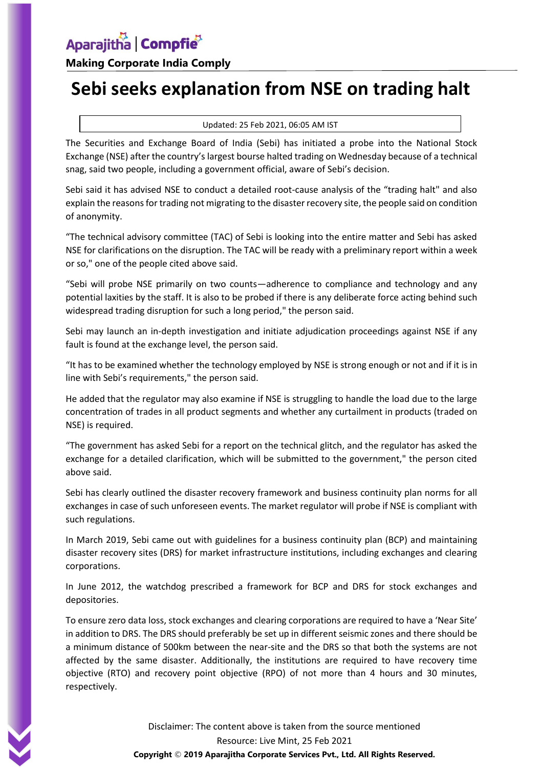# Sebi seeks explanation from NSE on trading halt

Updated: 25 Feb 2021, 06:05 AM IST

The Securities and Exchange Board of India (Sebi) has initiated a probe into the National Stock Exchange (NSE) after the country's largest bourse halted trading on Wednesday because of a technical snag, said two people, including a government official, aware of Sebi's decision.

Sebi said it has advised NSE to conduct a detailed root-cause analysis of the "trading halt" and also explain the reasons for trading not migrating to the disaster recovery site, the people said on condition of anonymity.

"The technical advisory committee (TAC) of Sebi is looking into the entire matter and Sebi has asked NSE for clarifications on the disruption. The TAC will be ready with a preliminary report within a week or so," one of the people cited above said.

"Sebi will probe NSE primarily on two counts—adherence to compliance and technology and any potential laxities by the staff. It is also to be probed if there is any deliberate force acting behind such widespread trading disruption for such a long period," the person said.

Sebi may launch an in-depth investigation and initiate adjudication proceedings against NSE if any fault is found at the exchange level, the person said.

"It has to be examined whether the technology employed by NSE is strong enough or not and if it is in line with Sebi's requirements," the person said.

He added that the regulator may also examine if NSE is struggling to handle the load due to the large concentration of trades in all product segments and whether any curtailment in products (traded on NSE) is required.

"The government has asked Sebi for a report on the technical glitch, and the regulator has asked the exchange for a detailed clarification, which will be submitted to the government," the person cited above said.

Sebi has clearly outlined the disaster recovery framework and business continuity plan norms for all exchanges in case of such unforeseen events. The market regulator will probe if NSE is compliant with such regulations.

In March 2019, Sebi came out with guidelines for a business continuity plan (BCP) and maintaining disaster recovery sites (DRS) for market infrastructure institutions, including exchanges and clearing corporations.

In June 2012, the watchdog prescribed a framework for BCP and DRS for stock exchanges and depositories.

To ensure zero data loss, stock exchanges and clearing corporations are required to have a 'Near Site' in addition to DRS. The DRS should preferably be set up in different seismic zones and there should be a minimum distance of 500km between the near-site and the DRS so that both the systems are not affected by the same disaster. Additionally, the institutions are required to have recovery time objective (RTO) and recovery point objective (RPO) of not more than 4 hours and 30 minutes, respectively.

Disclaimer: The content above is taken from the source mentioned

Resource: Live Mint, 25 Feb 2021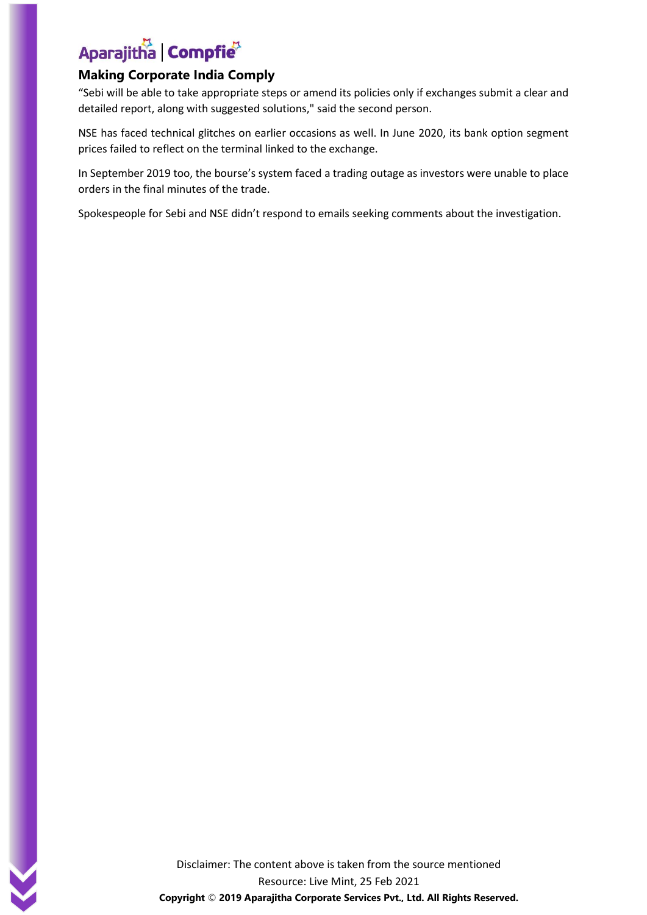“Sebi will be able to take appropriate steps or amend its policies only if exchanges submit a clear and detailed report, along with suggested solutions," said the second person.

NSE has faced technical glitches on earlier occasions as well. In June 2020, its bank option segment prices failed to reflect on the terminal linked to the exchange.

In September 2019 too, the bourse’s system faced a trading outage as investors were unable to place orders in the final minutes of the trade.

Spokespeople for Sebi and NSE didn’t respond to emails seeking comments about the investigation.

Disclaimer: The content above is taken from the source mentioned

Resource: Live Mint, 25 Feb 2021